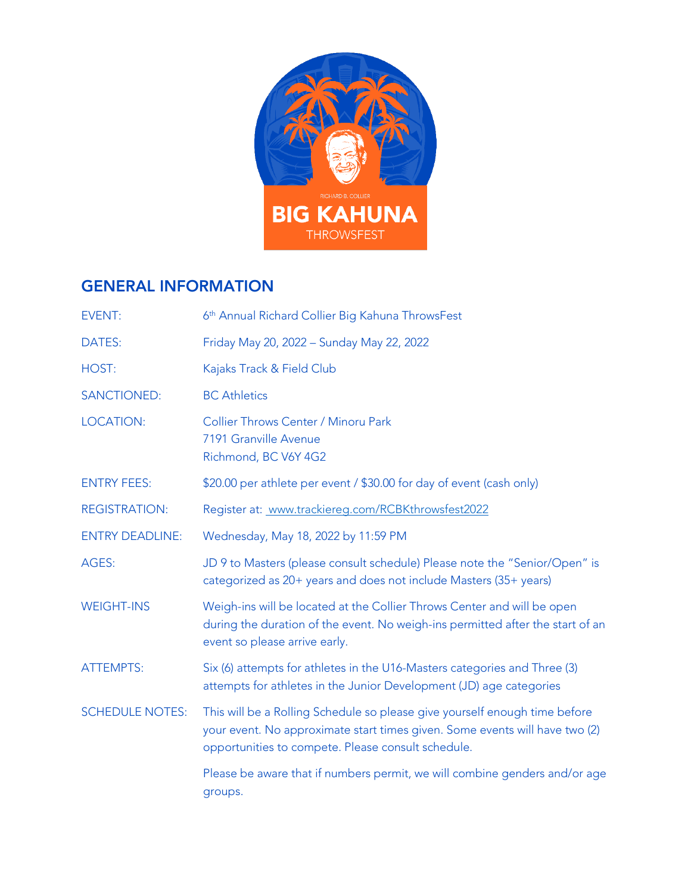RICHARD B. COLLIER

**BIG KAHUNA**

THROWSFEST

## GENERAL INFORMATION

| | |
|---|---|
| EVENT: | 6th Annual Richard Collier Big Kahuna ThrowsFest |
| DATES: | Friday May 20, 2022 – Sunday May 22, 2022 |
| HOST: | Kajaks Track & Field Club |
| SANCTIONED: | BC Athletics |
| LOCATION: | Collier Throws Center / Minoru Park<br>7191 Granville Avenue<br>Richmond, BC V6Y 4G2 |
| ENTRY FEES: | $20.00 per athlete per event / $30.00 for day of event (cash only) |
| REGISTRATION: | Register at: [www.trackiereg.com/RCBKthrowsfest2022](http://www.trackiereg.com/RCBKthrowsfest2022) |
| ENTRY DEADLINE: | Wednesday, May 18, 2022 by 11:59 PM |
| AGES: | JD 9 to Masters (please consult schedule) Please note the "Senior/Open" is categorized as 20+ years and does not include Masters (35+ years) |
| WEIGHT-INS | Weigh-ins will be located at the Collier Throws Center and will be open during the duration of the event. No weigh-ins permitted after the start of an event so please arrive early. |
| ATTEMPTS: | Six (6) attempts for athletes in the U16-Masters categories and Three (3) attempts for athletes in the Junior Development (JD) age categories |
| SCHEDULE NOTES: | This will be a Rolling Schedule so please give yourself enough time before your event. No approximate start times given. Some events will have two (2) opportunities to compete. Please consult schedule.<br><br>Please be aware that if numbers permit, we will combine genders and/or age groups. |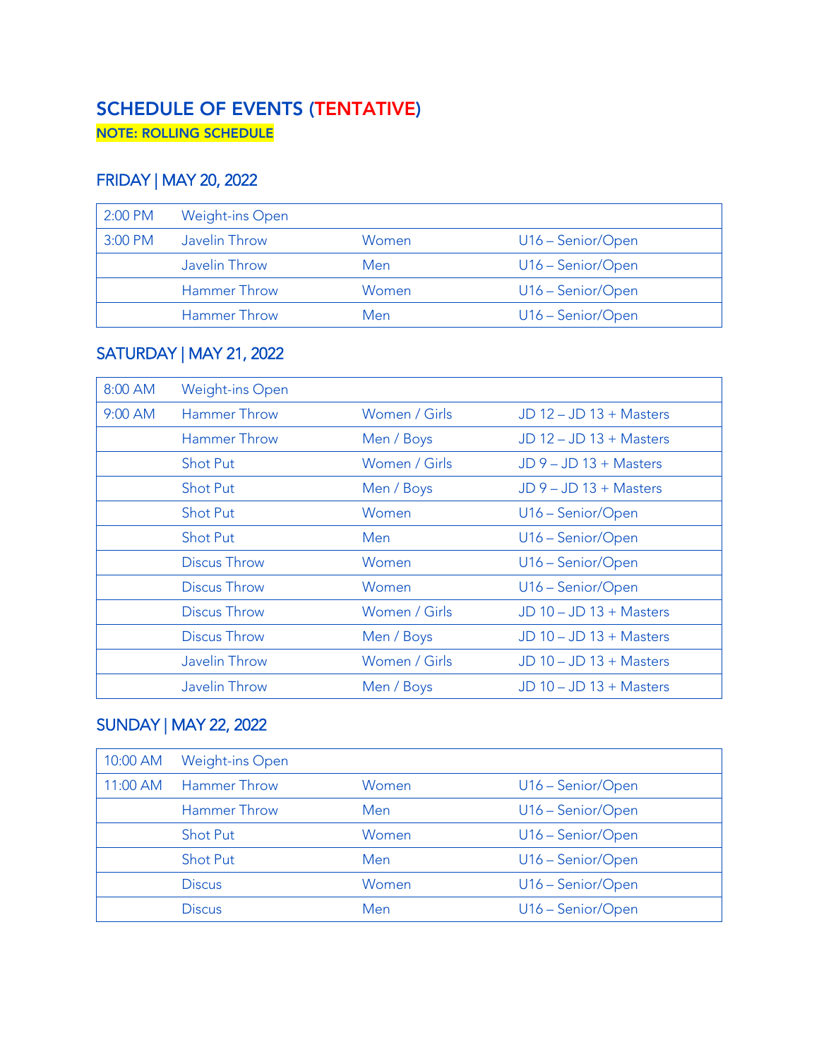## SCHEDULE OF EVENTS (TENTATIVE)

**NOTE: ROLLING SCHEDULE**

### FRIDAY | MAY 20, 2022

| | | | |
|---|---|---|---|
| 2:00 PM | Weight-ins Open | | |
| 3:00 PM | Javelin Throw | Women | U16 – Senior/Open |
| | Javelin Throw | Men | U16 – Senior/Open |
| | Hammer Throw | Women | U16 – Senior/Open |
| | Hammer Throw | Men | U16 – Senior/Open |

### SATURDAY | MAY 21, 2022

| | | | |
|---|---|---|---|
| 8:00 AM | Weight-ins Open | | |
| 9:00 AM | Hammer Throw | Women / Girls | JD 12 – JD 13 + Masters |
| | Hammer Throw | Men / Boys | JD 12 – JD 13 + Masters |
| | Shot Put | Women / Girls | JD 9 – JD 13 + Masters |
| | Shot Put | Men / Boys | JD 9 – JD 13 + Masters |
| | Shot Put | Women | U16 – Senior/Open |
| | Shot Put | Men | U16 – Senior/Open |
| | Discus Throw | Women | U16 – Senior/Open |
| | Discus Throw | Women | U16 – Senior/Open |
| | Discus Throw | Women / Girls | JD 10 – JD 13 + Masters |
| | Discus Throw | Men / Boys | JD 10 – JD 13 + Masters |
| | Javelin Throw | Women / Girls | JD 10 – JD 13 + Masters |
| | Javelin Throw | Men / Boys | JD 10 – JD 13 + Masters |

### SUNDAY | MAY 22, 2022

| | | | |
|---|---|---|---|
| 10:00 AM | Weight-ins Open | | |
| 11:00 AM | Hammer Throw | Women | U16 – Senior/Open |
| | Hammer Throw | Men | U16 – Senior/Open |
| | Shot Put | Women | U16 – Senior/Open |
| | Shot Put | Men | U16 – Senior/Open |
| | Discus | Women | U16 – Senior/Open |
| | Discus | Men | U16 – Senior/Open |